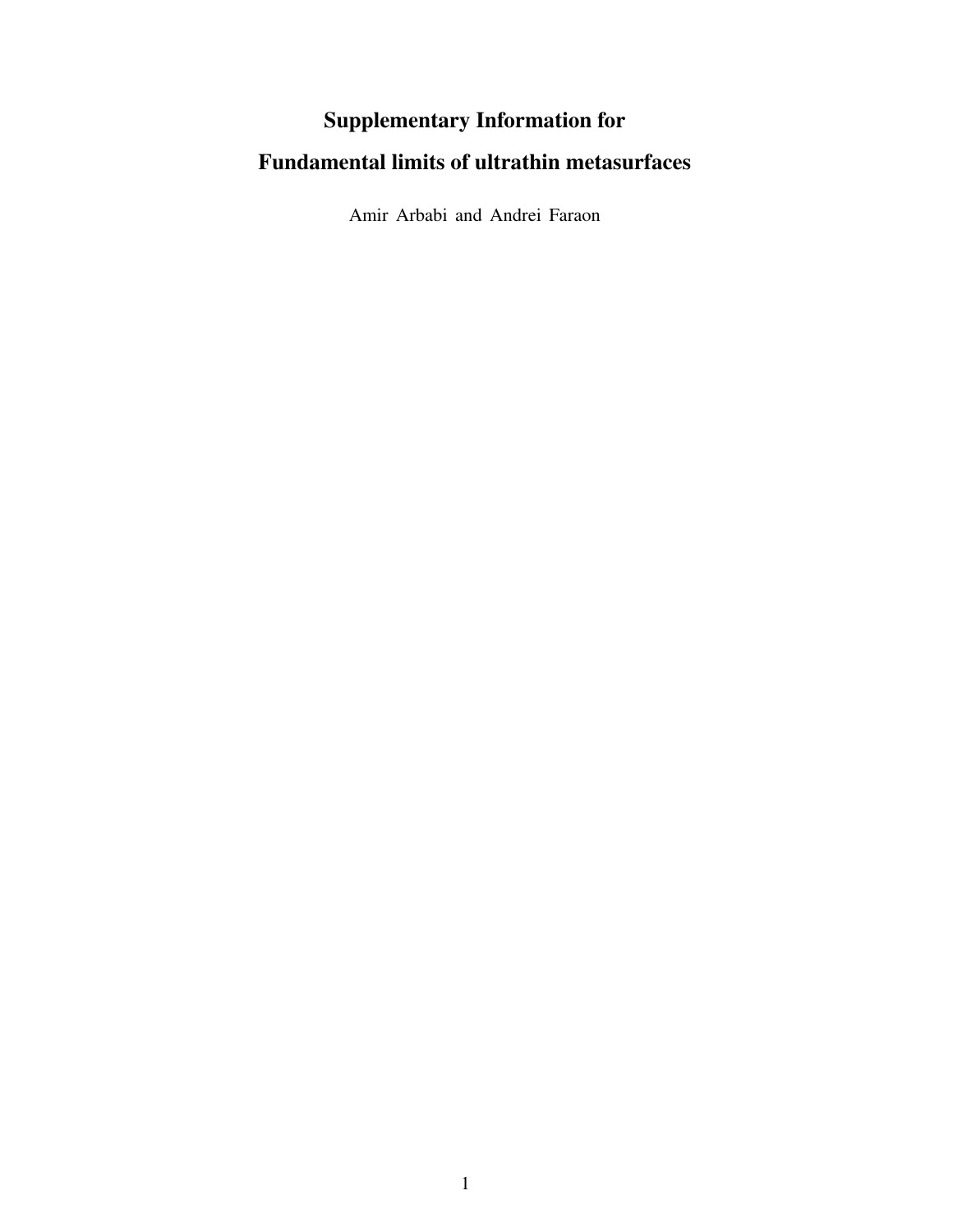# Supplementary Information for

# Fundamental limits of ultrathin metasurfaces

Amir Arbabi and Andrei Faraon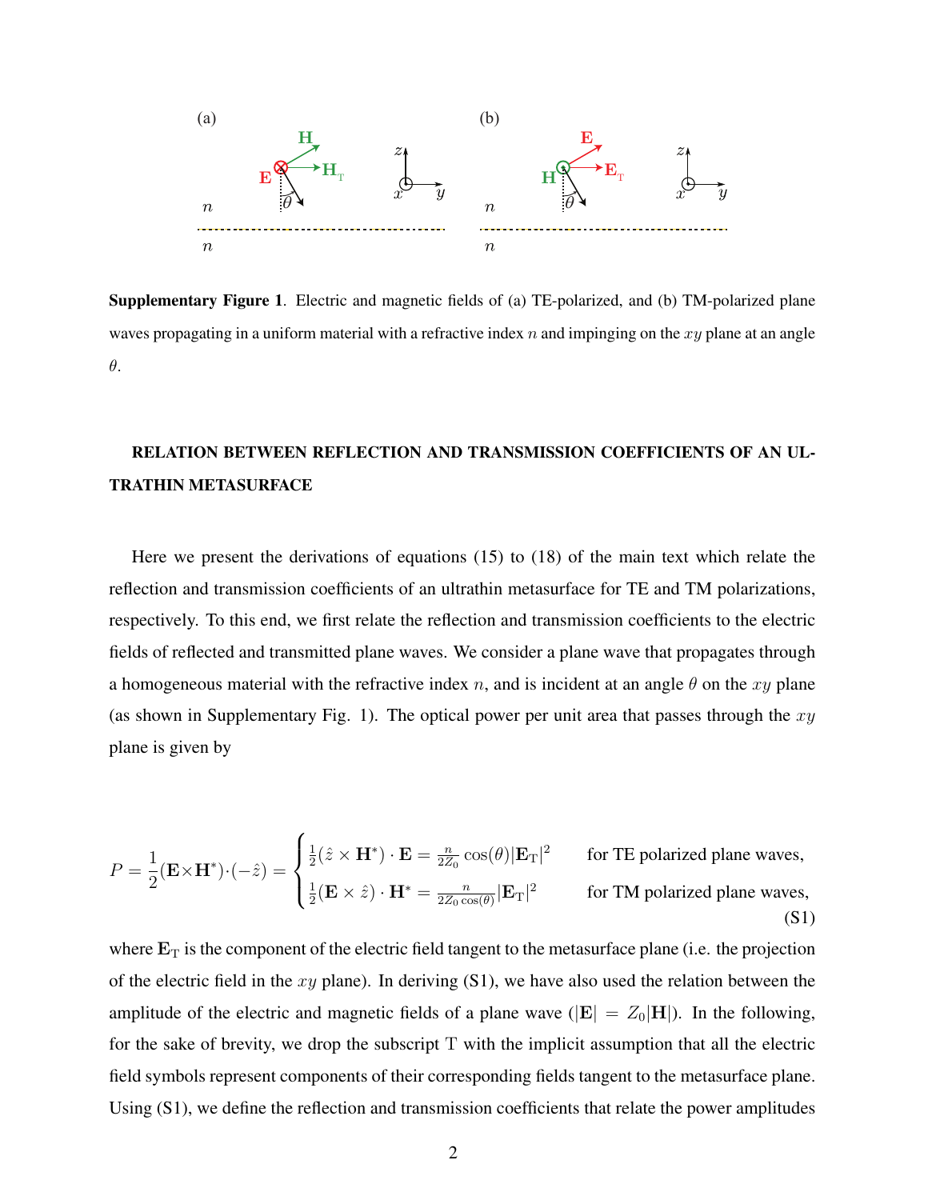Supplementary Figure 1. Electric and magnetic fields of (a) TE-polarized, and (b) TM-polarized plane waves propagating in a uniform material with a refractive index $n$ and impinging on the $xy$ plane at an angle $\theta$.

## RELATION BETWEEN REFLECTION AND TRANSMISSION COEFFICIENTS OF AN ULTRATHIN METASURFACE

Here we present the derivations of equations (15) to (18) of the main text which relate the reflection and transmission coefficients of an ultrathin metasurface for TE and TM polarizations, respectively. To this end, we first relate the reflection and transmission coefficients to the electric fields of reflected and transmitted plane waves. We consider a plane wave that propagates through a homogeneous material with the refractive index $n$, and is incident at an angle $\theta$ on the $xy$ plane (as shown in Supplementary Fig. 1). The optical power per unit area that passes through the $xy$ plane is given by

$$P = \frac{1}{2}(\mathbf{E}\times\mathbf{H}^*)\cdot(-\hat{z}) = \begin{cases} \frac{1}{2}(\hat{z}\times\mathbf{H}^*)\cdot\mathbf{E} = \frac{n}{2Z_0}\cos(\theta)|\mathbf{E}_\mathrm{T}|^2 & \text{for TE polarized plane waves,} \\ \frac{1}{2}(\mathbf{E}\times\hat{z})\cdot\mathbf{H}^* = \frac{n}{2Z_0\cos(\theta)}|\mathbf{E}_\mathrm{T}|^2 & \text{for TM polarized plane waves,} \end{cases} \tag{S1}$$

where $\mathbf{E}_\mathrm{T}$ is the component of the electric field tangent to the metasurface plane (i.e. the projection of the electric field in the $xy$ plane). In deriving (S1), we have also used the relation between the amplitude of the electric and magnetic fields of a plane wave ($|\mathbf{E}| = Z_0|\mathbf{H}|$). In the following, for the sake of brevity, we drop the subscript T with the implicit assumption that all the electric field symbols represent components of their corresponding fields tangent to the metasurface plane. Using (S1), we define the reflection and transmission coefficients that relate the power amplitudes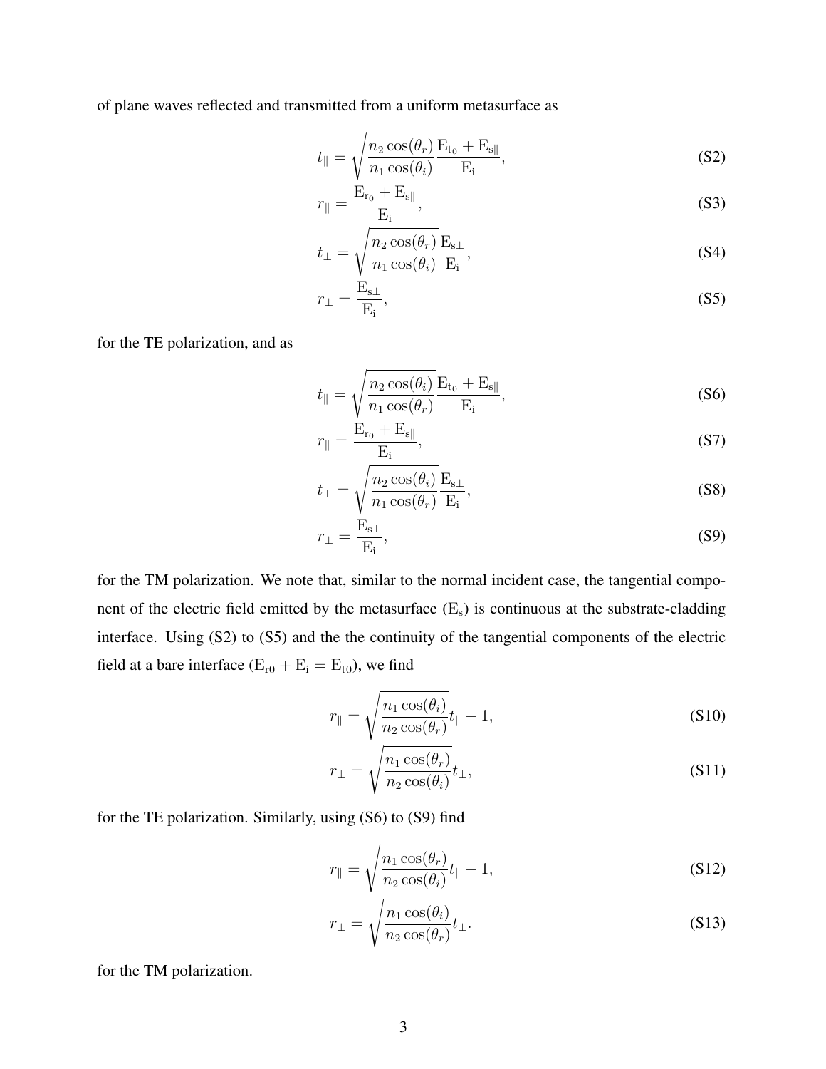of plane waves reflected and transmitted from a uniform metasurface as

$$t_{\parallel} = \sqrt{\frac{n_2 \cos(\theta_r)}{n_1 \cos(\theta_i)}} \frac{\mathrm{E_{t_0}} + \mathrm{E_{s\parallel}}}{\mathrm{E_i}}, \tag{S2}$$

$$r_{\parallel} = \frac{\mathrm{E_{r_0}} + \mathrm{E_{s\parallel}}}{\mathrm{E_i}}, \tag{S3}$$

$$t_{\perp} = \sqrt{\frac{n_2 \cos(\theta_r)}{n_1 \cos(\theta_i)}} \frac{\mathrm{E_{s\perp}}}{\mathrm{E_i}}, \tag{S4}$$

$$r_{\perp} = \frac{\mathrm{E_{s\perp}}}{\mathrm{E_i}}, \tag{S5}$$

for the TE polarization, and as

$$t_{\parallel} = \sqrt{\frac{n_2 \cos(\theta_i)}{n_1 \cos(\theta_r)}} \frac{\mathrm{E_{t_0}} + \mathrm{E_{s\parallel}}}{\mathrm{E_i}}, \tag{S6}$$

$$r_{\parallel} = \frac{\mathrm{E_{r_0}} + \mathrm{E_{s\parallel}}}{\mathrm{E_i}}, \tag{S7}$$

$$t_{\perp} = \sqrt{\frac{n_2 \cos(\theta_i)}{n_1 \cos(\theta_r)}} \frac{\mathrm{E_{s\perp}}}{\mathrm{E_i}}, \tag{S8}$$

$$r_{\perp} = \frac{\mathrm{E_{s\perp}}}{\mathrm{E_i}}, \tag{S9}$$

for the TM polarization. We note that, similar to the normal incident case, the tangential component of the electric field emitted by the metasurface ($\mathrm{E_s}$) is continuous at the substrate-cladding interface. Using (S2) to (S5) and the the continuity of the tangential components of the electric field at a bare interface ($\mathrm{E_{r0}} + \mathrm{E_i} = \mathrm{E_{t0}}$), we find

$$r_{\parallel} = \sqrt{\frac{n_1 \cos(\theta_i)}{n_2 \cos(\theta_r)}} t_{\parallel} - 1, \tag{S10}$$

$$r_{\perp} = \sqrt{\frac{n_1 \cos(\theta_r)}{n_2 \cos(\theta_i)}} t_{\perp}, \tag{S11}$$

for the TE polarization. Similarly, using (S6) to (S9) find

$$r_{\parallel} = \sqrt{\frac{n_1 \cos(\theta_r)}{n_2 \cos(\theta_i)}} t_{\parallel} - 1, \tag{S12}$$

$$r_{\perp} = \sqrt{\frac{n_1 \cos(\theta_i)}{n_2 \cos(\theta_r)}} t_{\perp}. \tag{S13}$$

for the TM polarization.